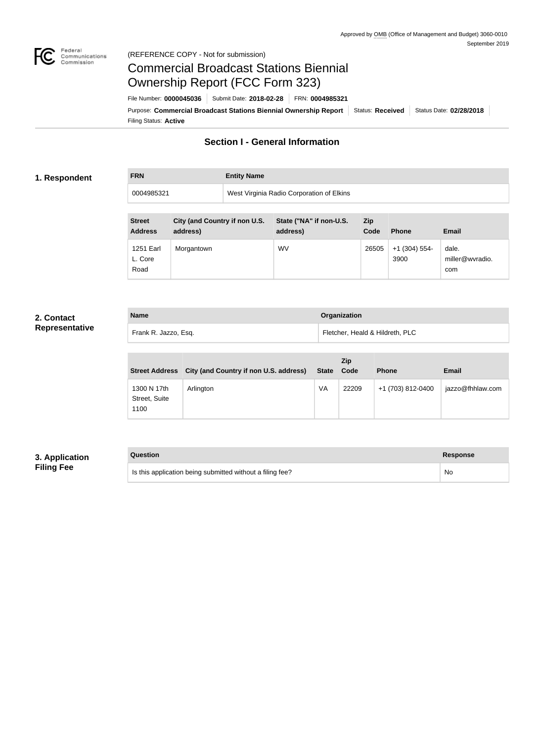Approved by OMB (Office of Management and Budget) 3060-0010
September 2019

(REFERENCE COPY - Not for submission)

# Commercial Broadcast Stations Biennial Ownership Report (FCC Form 323)

File Number: **0000045036** | Submit Date: **2018-02-28** | FRN: **0004985321**

Purpose: **Commercial Broadcast Stations Biennial Ownership Report** | Status: **Received** | Status Date: **02/28/2018**

Filing Status: **Active**

## Section I - General Information

### 1. Respondent

| FRN | Entity Name |
| --- | --- |
| 0004985321 | West Virginia Radio Corporation of Elkins |

| Street Address | City (and Country if non U.S. address) | State ("NA" if non-U.S. address) | Zip Code | Phone | Email |
| --- | --- | --- | --- | --- | --- |
| 1251 Earl L. Core Road | Morgantown | WV | 26505 | +1 (304) 554-3900 | dale.miller@wvradio.com |

### 2. Contact Representative

| Name | Organization |
| --- | --- |
| Frank R. Jazzo, Esq. | Fletcher, Heald & Hildreth, PLC |

| Street Address | City (and Country if non U.S. address) | State | Zip Code | Phone | Email |
| --- | --- | --- | --- | --- | --- |
| 1300 N 17th Street, Suite 1100 | Arlington | VA | 22209 | +1 (703) 812-0400 | jazzo@fhhlaw.com |

### 3. Application Filing Fee

| Question | Response |
| --- | --- |
| Is this application being submitted without a filing fee? | No |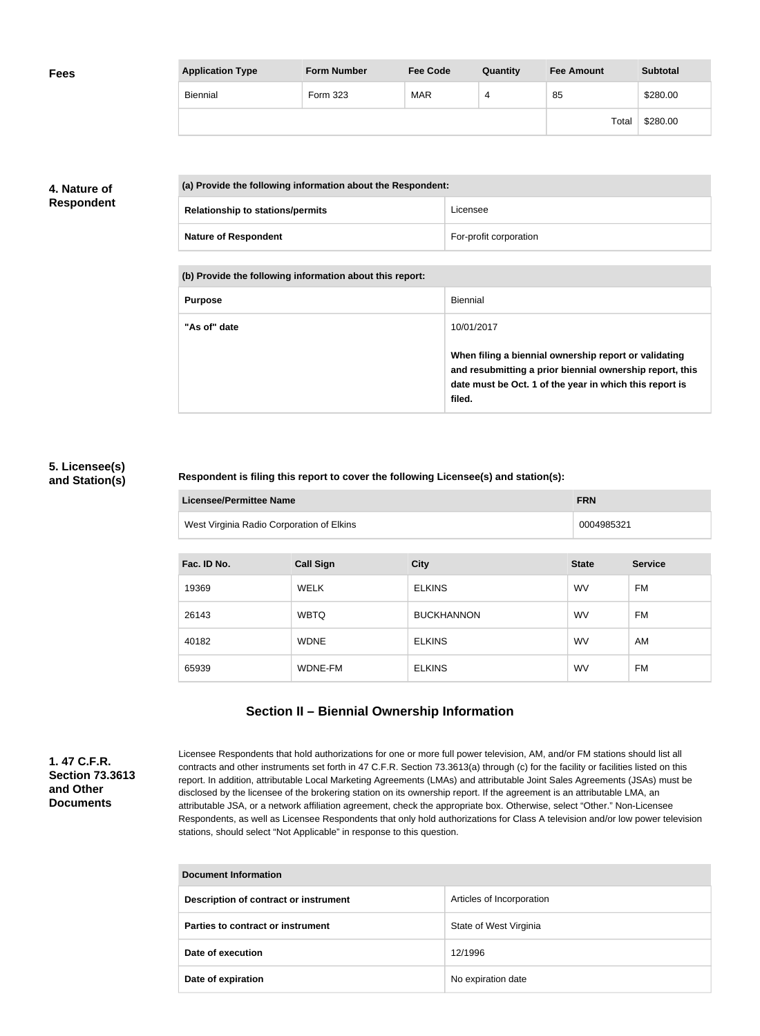## Fees

| Application Type | Form Number | Fee Code | Quantity | Fee Amount | Subtotal |
|---|---|---|---|---|---|
| Biennial | Form 323 | MAR | 4 | 85 | $280.00 |
| | | | | Total | $280.00 |

## 4. Nature of Respondent

| (a) Provide the following information about the Respondent: | |
|---|---|
| Relationship to stations/permits | Licensee |
| Nature of Respondent | For-profit corporation |

| (b) Provide the following information about this report: | |
|---|---|
| Purpose | Biennial |
| "As of" date | 10/01/2017<br><br>**When filing a biennial ownership report or validating and resubmitting a prior biennial ownership report, this date must be Oct. 1 of the year in which this report is filed.** |

## 5. Licensee(s) and Station(s)

**Respondent is filing this report to cover the following Licensee(s) and station(s):**

| Licensee/Permittee Name | FRN |
|---|---|
| West Virginia Radio Corporation of Elkins | 0004985321 |

| Fac. ID No. | Call Sign | City | State | Service |
|---|---|---|---|---|
| 19369 | WELK | ELKINS | WV | FM |
| 26143 | WBTQ | BUCKHANNON | WV | FM |
| 40182 | WDNE | ELKINS | WV | AM |
| 65939 | WDNE-FM | ELKINS | WV | FM |

# Section II – Biennial Ownership Information

## 1. 47 C.F.R. Section 73.3613 and Other Documents

Licensee Respondents that hold authorizations for one or more full power television, AM, and/or FM stations should list all contracts and other instruments set forth in 47 C.F.R. Section 73.3613(a) through (c) for the facility or facilities listed on this report. In addition, attributable Local Marketing Agreements (LMAs) and attributable Joint Sales Agreements (JSAs) must be disclosed by the licensee of the brokering station on its ownership report. If the agreement is an attributable LMA, an attributable JSA, or a network affiliation agreement, check the appropriate box. Otherwise, select "Other." Non-Licensee Respondents, as well as Licensee Respondents that only hold authorizations for Class A television and/or low power television stations, should select "Not Applicable" in response to this question.

| Document Information | |
|---|---|
| Description of contract or instrument | Articles of Incorporation |
| Parties to contract or instrument | State of West Virginia |
| Date of execution | 12/1996 |
| Date of expiration | No expiration date |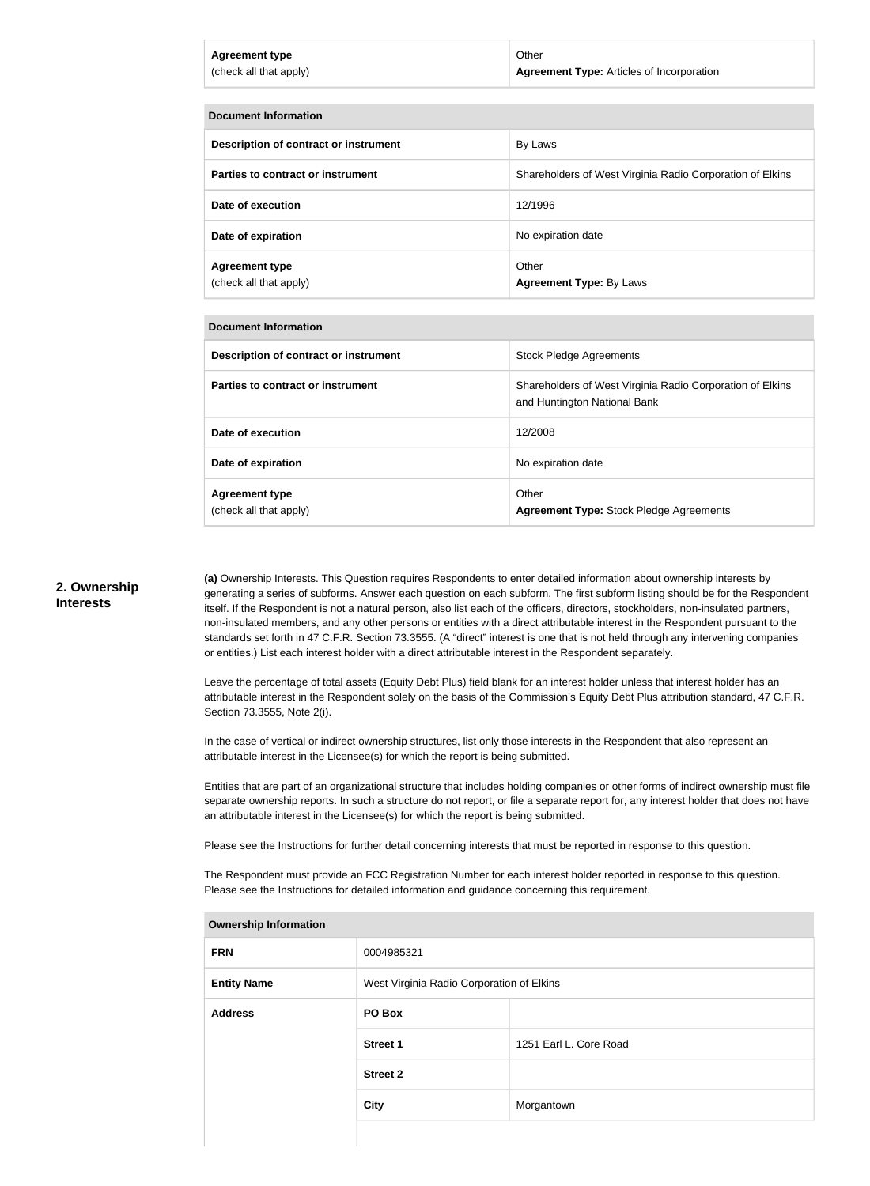| Agreement type (check all that apply) | Other **Agreement Type:** Articles of Incorporation |
| --- | --- |

| Document Information | |
| --- | --- |
| **Description of contract or instrument** | By Laws |
| **Parties to contract or instrument** | Shareholders of West Virginia Radio Corporation of Elkins |
| **Date of execution** | 12/1996 |
| **Date of expiration** | No expiration date |
| **Agreement type** (check all that apply) | Other **Agreement Type:** By Laws |

| Document Information | |
| --- | --- |
| **Description of contract or instrument** | Stock Pledge Agreements |
| **Parties to contract or instrument** | Shareholders of West Virginia Radio Corporation of Elkins and Huntington National Bank |
| **Date of execution** | 12/2008 |
| **Date of expiration** | No expiration date |
| **Agreement type** (check all that apply) | Other **Agreement Type:** Stock Pledge Agreements |

## 2. Ownership Interests

**(a)** Ownership Interests. This Question requires Respondents to enter detailed information about ownership interests by generating a series of subforms. Answer each question on each subform. The first subform listing should be for the Respondent itself. If the Respondent is not a natural person, also list each of the officers, directors, stockholders, non-insulated partners, non-insulated members, and any other persons or entities with a direct attributable interest in the Respondent pursuant to the standards set forth in 47 C.F.R. Section 73.3555. (A "direct" interest is one that is not held through any intervening companies or entities.) List each interest holder with a direct attributable interest in the Respondent separately.

Leave the percentage of total assets (Equity Debt Plus) field blank for an interest holder unless that interest holder has an attributable interest in the Respondent solely on the basis of the Commission's Equity Debt Plus attribution standard, 47 C.F.R. Section 73.3555, Note 2(i).

In the case of vertical or indirect ownership structures, list only those interests in the Respondent that also represent an attributable interest in the Licensee(s) for which the report is being submitted.

Entities that are part of an organizational structure that includes holding companies or other forms of indirect ownership must file separate ownership reports. In such a structure do not report, or file a separate report for, any interest holder that does not have an attributable interest in the Licensee(s) for which the report is being submitted.

Please see the Instructions for further detail concerning interests that must be reported in response to this question.

The Respondent must provide an FCC Registration Number for each interest holder reported in response to this question. Please see the Instructions for detailed information and guidance concerning this requirement.

| Ownership Information | | |
| --- | --- | --- |
| **FRN** | 0004985321 | |
| **Entity Name** | West Virginia Radio Corporation of Elkins | |
| **Address** | **PO Box** | |
| | **Street 1** | 1251 Earl L. Core Road |
| | **Street 2** | |
| | **City** | Morgantown |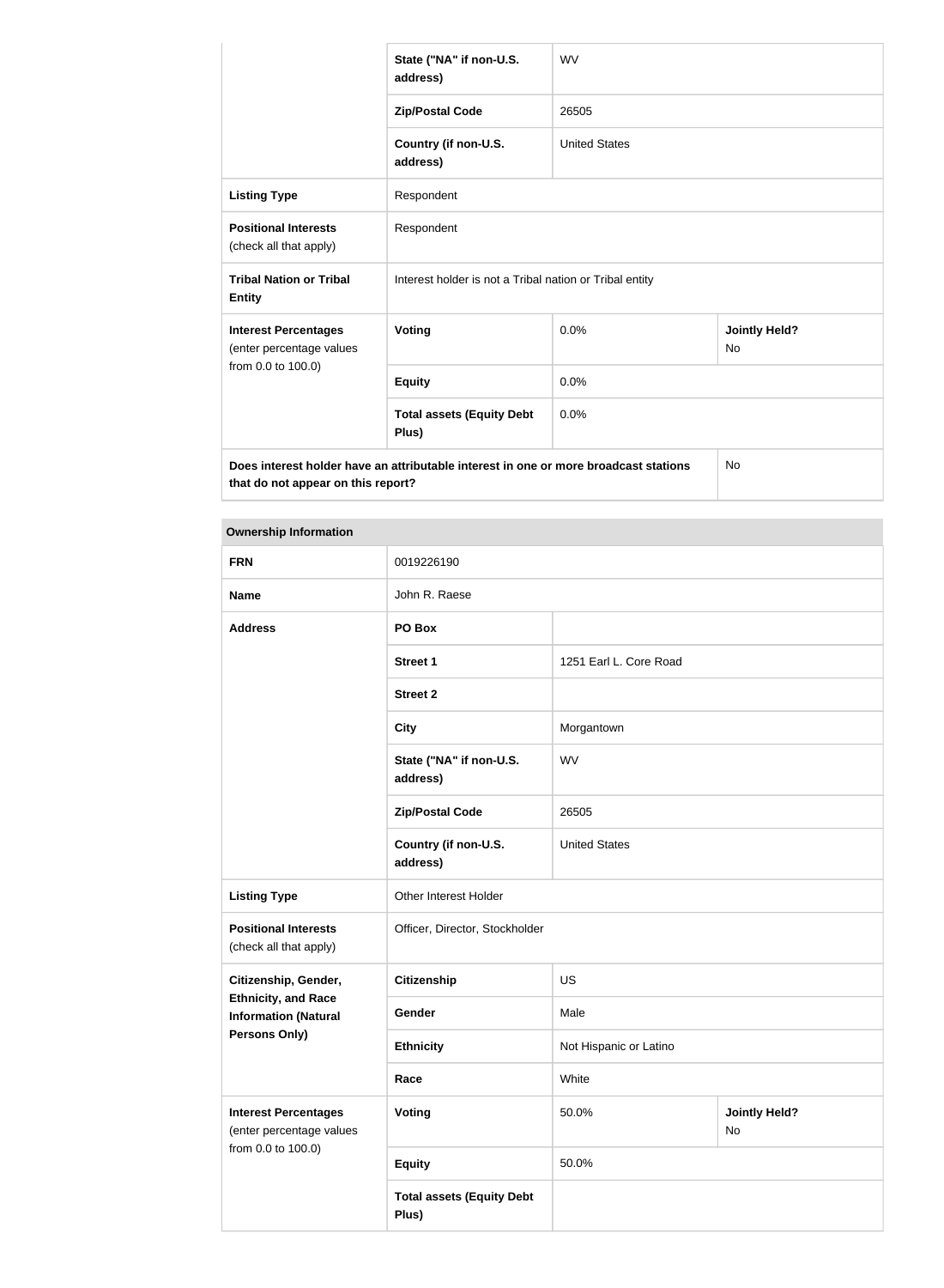| | | | |
|---|---|---|---|
| | State ("NA" if non-U.S. address) | WV | |
| | Zip/Postal Code | 26505 | |
| | Country (if non-U.S. address) | United States | |
| **Listing Type** | Respondent | | |
| **Positional Interests** (check all that apply) | Respondent | | |
| **Tribal Nation or Tribal Entity** | Interest holder is not a Tribal nation or Tribal entity | | |
| **Interest Percentages** (enter percentage values from 0.0 to 100.0) | **Voting** | 0.0% | **Jointly Held?** No |
| | **Equity** | 0.0% | |
| | **Total assets (Equity Debt Plus)** | 0.0% | |
| **Does interest holder have an attributable interest in one or more broadcast stations that do not appear on this report?** | | | No |

| **Ownership Information** | | | |
|---|---|---|---|
| **FRN** | 0019226190 | | |
| **Name** | John R. Raese | | |
| **Address** | **PO Box** | | |
| | **Street 1** | 1251 Earl L. Core Road | |
| | **Street 2** | | |
| | **City** | Morgantown | |
| | **State ("NA" if non-U.S. address)** | WV | |
| | **Zip/Postal Code** | 26505 | |
| | **Country (if non-U.S. address)** | United States | |
| **Listing Type** | Other Interest Holder | | |
| **Positional Interests** (check all that apply) | Officer, Director, Stockholder | | |
| **Citizenship, Gender, Ethnicity, and Race Information (Natural Persons Only)** | **Citizenship** | US | |
| | **Gender** | Male | |
| | **Ethnicity** | Not Hispanic or Latino | |
| | **Race** | White | |
| **Interest Percentages** (enter percentage values from 0.0 to 100.0) | **Voting** | 50.0% | **Jointly Held?** No |
| | **Equity** | 50.0% | |
| | **Total assets (Equity Debt Plus)** | | |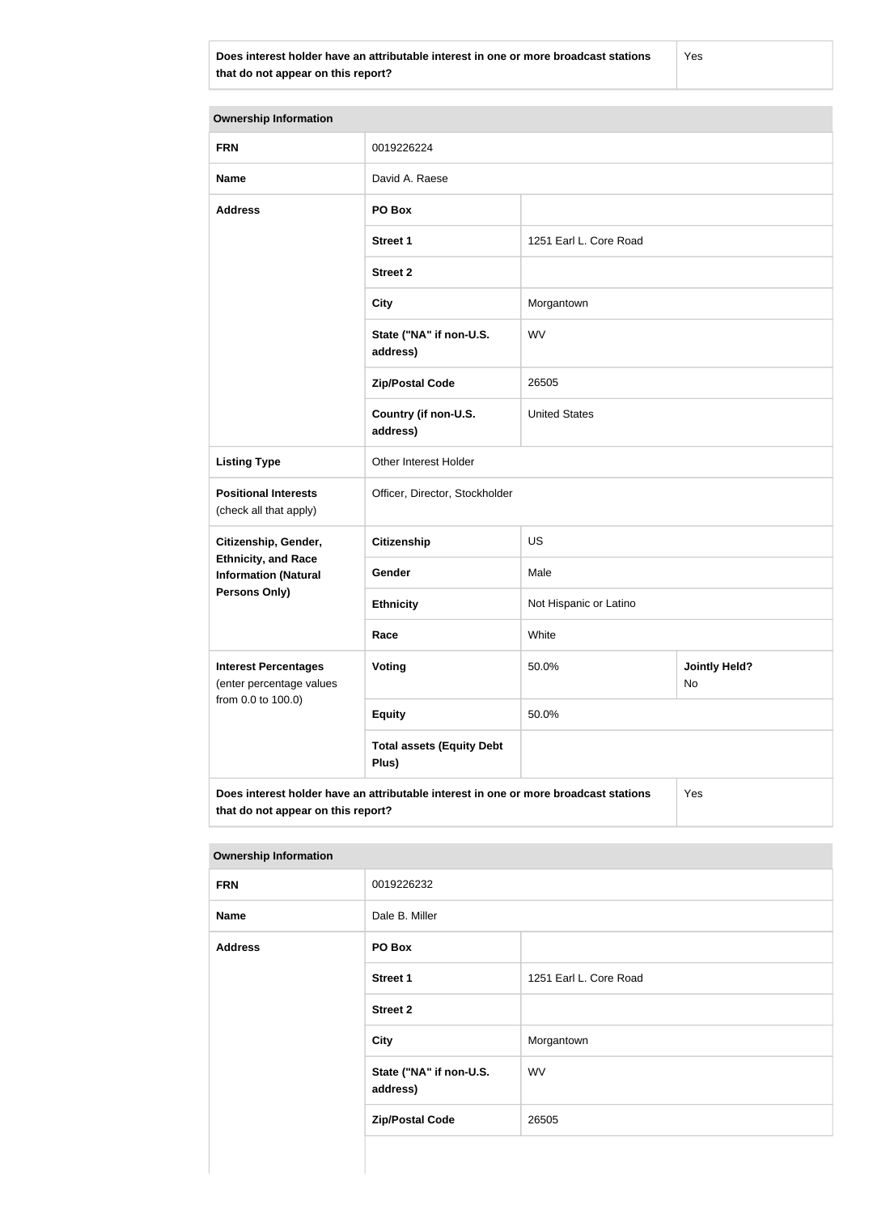| Does interest holder have an attributable interest in one or more broadcast stations that do not appear on this report? | Yes |
| --- | --- |

| Ownership Information | | | |
| --- | --- | --- | --- |
| **FRN** | 0019226224 | | |
| **Name** | David A. Raese | | |
| **Address** | **PO Box** | | |
| | **Street 1** | 1251 Earl L. Core Road | |
| | **Street 2** | | |
| | **City** | Morgantown | |
| | **State ("NA" if non-U.S. address)** | WV | |
| | **Zip/Postal Code** | 26505 | |
| | **Country (if non-U.S. address)** | United States | |
| **Listing Type** | Other Interest Holder | | |
| **Positional Interests** (check all that apply) | Officer, Director, Stockholder | | |
| **Citizenship, Gender, Ethnicity, and Race Information (Natural Persons Only)** | **Citizenship** | US | |
| | **Gender** | Male | |
| | **Ethnicity** | Not Hispanic or Latino | |
| | **Race** | White | |
| **Interest Percentages** (enter percentage values from 0.0 to 100.0) | **Voting** | 50.0% | **Jointly Held?** No |
| | **Equity** | 50.0% | |
| | **Total assets (Equity Debt Plus)** | | |
| **Does interest holder have an attributable interest in one or more broadcast stations that do not appear on this report?** | | | Yes |

| Ownership Information | | |
| --- | --- | --- |
| **FRN** | 0019226232 | |
| **Name** | Dale B. Miller | |
| **Address** | **PO Box** | |
| | **Street 1** | 1251 Earl L. Core Road |
| | **Street 2** | |
| | **City** | Morgantown |
| | **State ("NA" if non-U.S. address)** | WV |
| | **Zip/Postal Code** | 26505 |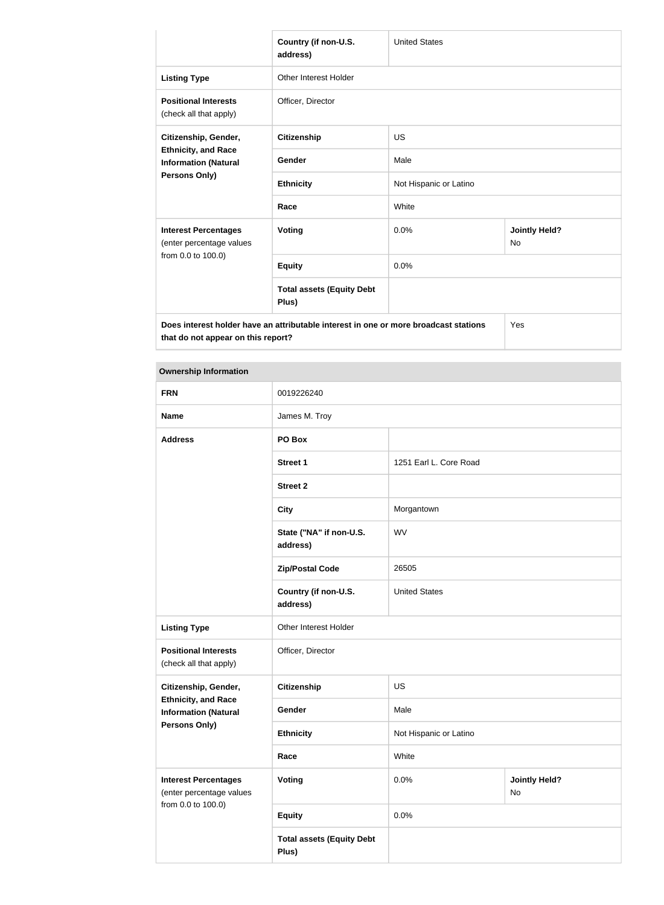| | | | |
|---|---|---|---|
| | **Country (if non-U.S. address)** | United States | |
| **Listing Type** | Other Interest Holder | | |
| **Positional Interests** (check all that apply) | Officer, Director | | |
| **Citizenship, Gender, Ethnicity, and Race Information (Natural Persons Only)** | **Citizenship** | US | |
| | **Gender** | Male | |
| | **Ethnicity** | Not Hispanic or Latino | |
| | **Race** | White | |
| **Interest Percentages** (enter percentage values from 0.0 to 100.0) | **Voting** | 0.0% | **Jointly Held?** No |
| | **Equity** | 0.0% | |
| | **Total assets (Equity Debt Plus)** | | |
| **Does interest holder have an attributable interest in one or more broadcast stations that do not appear on this report?** | | | Yes |

| **Ownership Information** | | | |
|---|---|---|---|
| **FRN** | 0019226240 | | |
| **Name** | James M. Troy | | |
| **Address** | **PO Box** | | |
| | **Street 1** | 1251 Earl L. Core Road | |
| | **Street 2** | | |
| | **City** | Morgantown | |
| | **State ("NA" if non-U.S. address)** | WV | |
| | **Zip/Postal Code** | 26505 | |
| | **Country (if non-U.S. address)** | United States | |
| **Listing Type** | Other Interest Holder | | |
| **Positional Interests** (check all that apply) | Officer, Director | | |
| **Citizenship, Gender, Ethnicity, and Race Information (Natural Persons Only)** | **Citizenship** | US | |
| | **Gender** | Male | |
| | **Ethnicity** | Not Hispanic or Latino | |
| | **Race** | White | |
| **Interest Percentages** (enter percentage values from 0.0 to 100.0) | **Voting** | 0.0% | **Jointly Held?** No |
| | **Equity** | 0.0% | |
| | **Total assets (Equity Debt Plus)** | | |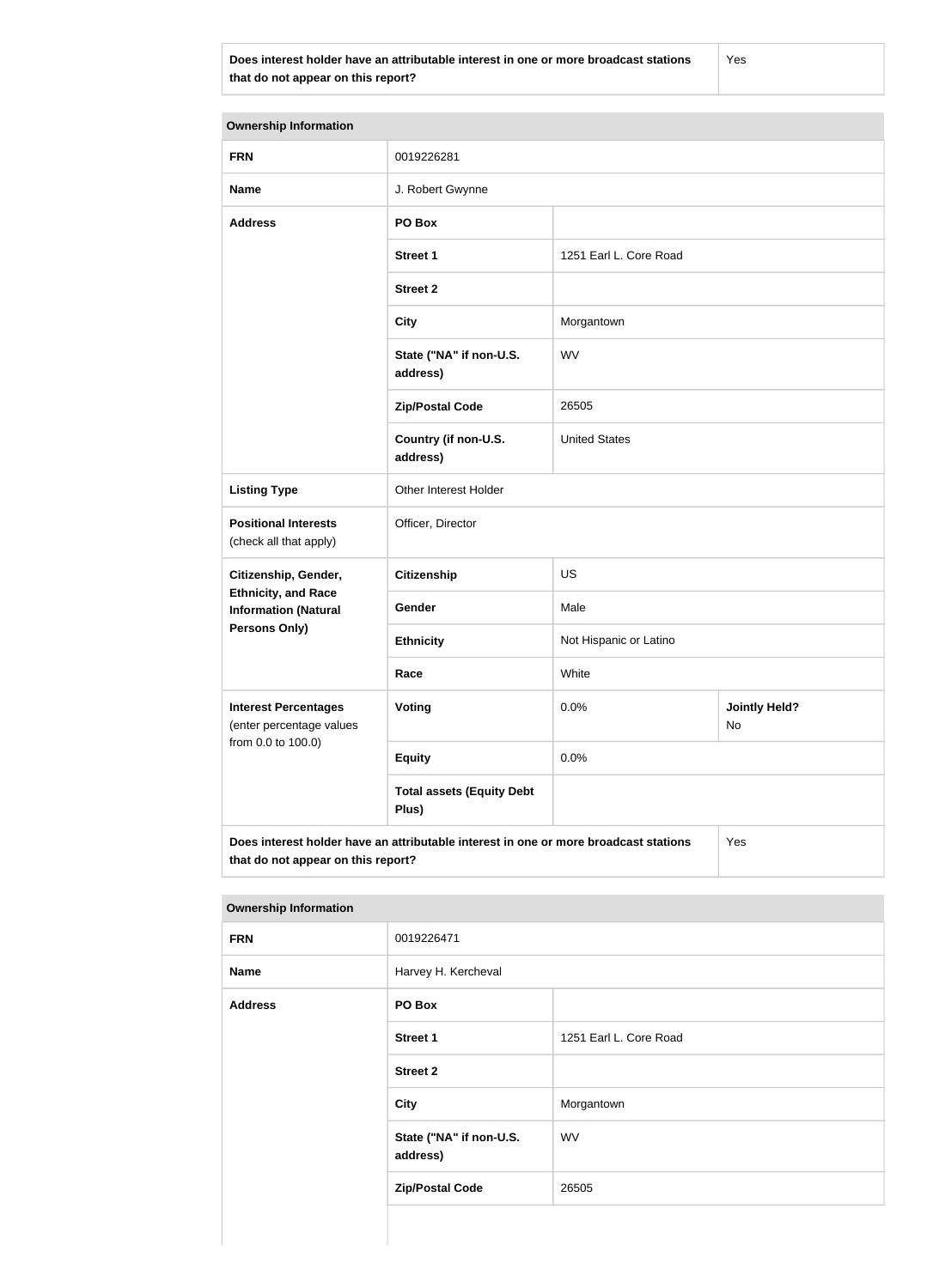| Does interest holder have an attributable interest in one or more broadcast stations that do not appear on this report? | Yes |
|---|---|

| Ownership Information | | | |
|---|---|---|---|
| **FRN** | 0019226281 | | |
| **Name** | J. Robert Gwynne | | |
| **Address** | **PO Box** | | |
| | **Street 1** | 1251 Earl L. Core Road | |
| | **Street 2** | | |
| | **City** | Morgantown | |
| | **State ("NA" if non-U.S. address)** | WV | |
| | **Zip/Postal Code** | 26505 | |
| | **Country (if non-U.S. address)** | United States | |
| **Listing Type** | Other Interest Holder | | |
| **Positional Interests** (check all that apply) | Officer, Director | | |
| **Citizenship, Gender, Ethnicity, and Race Information (Natural Persons Only)** | **Citizenship** | US | |
| | **Gender** | Male | |
| | **Ethnicity** | Not Hispanic or Latino | |
| | **Race** | White | |
| **Interest Percentages** (enter percentage values from 0.0 to 100.0) | **Voting** | 0.0% | **Jointly Held?** No |
| | **Equity** | 0.0% | |
| | **Total assets (Equity Debt Plus)** | | |

| Does interest holder have an attributable interest in one or more broadcast stations that do not appear on this report? | Yes |
|---|---|

| Ownership Information | | |
|---|---|---|
| **FRN** | 0019226471 | |
| **Name** | Harvey H. Kercheval | |
| **Address** | **PO Box** | |
| | **Street 1** | 1251 Earl L. Core Road |
| | **Street 2** | |
| | **City** | Morgantown |
| | **State ("NA" if non-U.S. address)** | WV |
| | **Zip/Postal Code** | 26505 |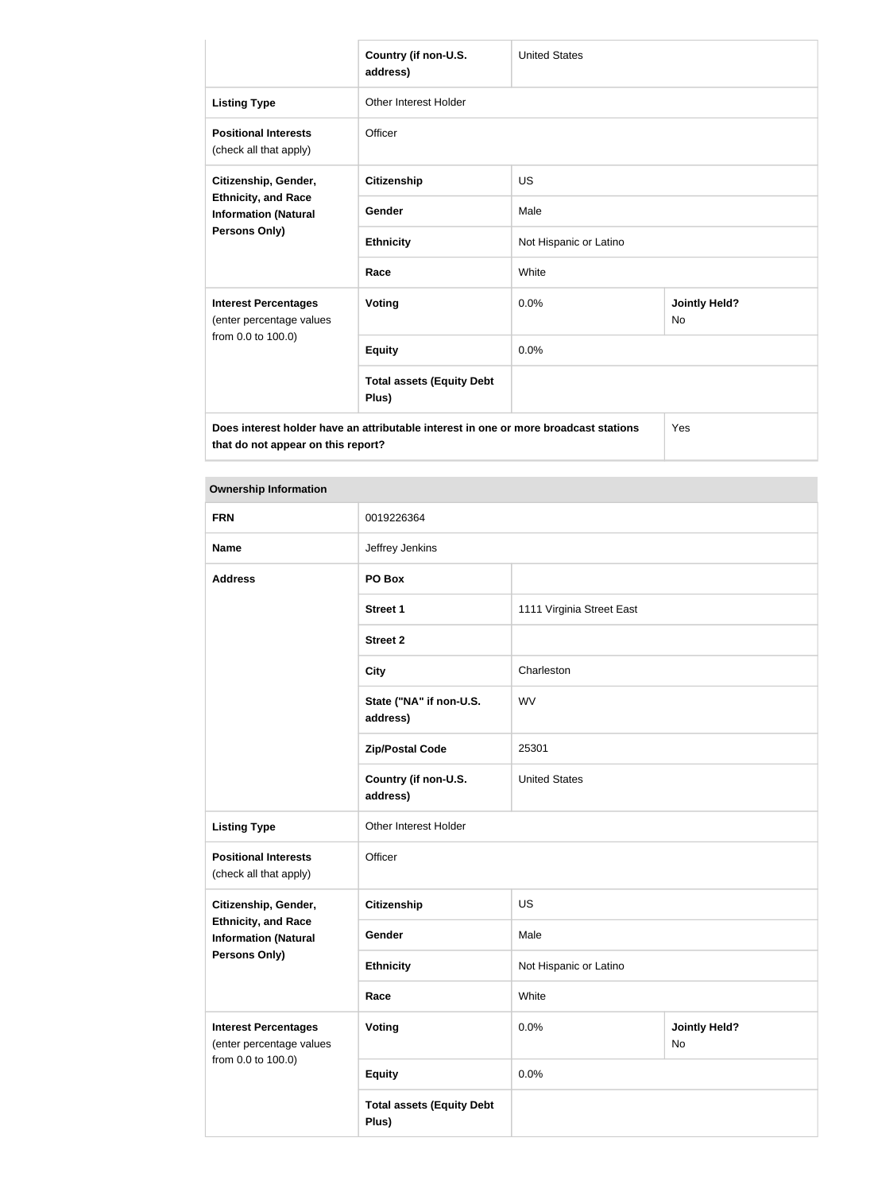| | Country (if non-U.S. address) | United States | |
|---|---|---|---|
| **Listing Type** | Other Interest Holder | | |
| **Positional Interests** (check all that apply) | Officer | | |
| **Citizenship, Gender, Ethnicity, and Race Information (Natural Persons Only)** | **Citizenship** | US | |
| | **Gender** | Male | |
| | **Ethnicity** | Not Hispanic or Latino | |
| | **Race** | White | |
| **Interest Percentages** (enter percentage values from 0.0 to 100.0) | **Voting** | 0.0% | **Jointly Held?** No |
| | **Equity** | 0.0% | |
| | **Total assets (Equity Debt Plus)** | | |
| **Does interest holder have an attributable interest in one or more broadcast stations that do not appear on this report?** | | | Yes |

| **Ownership Information** | | | |
|---|---|---|---|
| **FRN** | 0019226364 | | |
| **Name** | Jeffrey Jenkins | | |
| **Address** | **PO Box** | | |
| | **Street 1** | 1111 Virginia Street East | |
| | **Street 2** | | |
| | **City** | Charleston | |
| | **State ("NA" if non-U.S. address)** | WV | |
| | **Zip/Postal Code** | 25301 | |
| | **Country (if non-U.S. address)** | United States | |
| **Listing Type** | Other Interest Holder | | |
| **Positional Interests** (check all that apply) | Officer | | |
| **Citizenship, Gender, Ethnicity, and Race Information (Natural Persons Only)** | **Citizenship** | US | |
| | **Gender** | Male | |
| | **Ethnicity** | Not Hispanic or Latino | |
| | **Race** | White | |
| **Interest Percentages** (enter percentage values from 0.0 to 100.0) | **Voting** | 0.0% | **Jointly Held?** No |
| | **Equity** | 0.0% | |
| | **Total assets (Equity Debt Plus)** | | |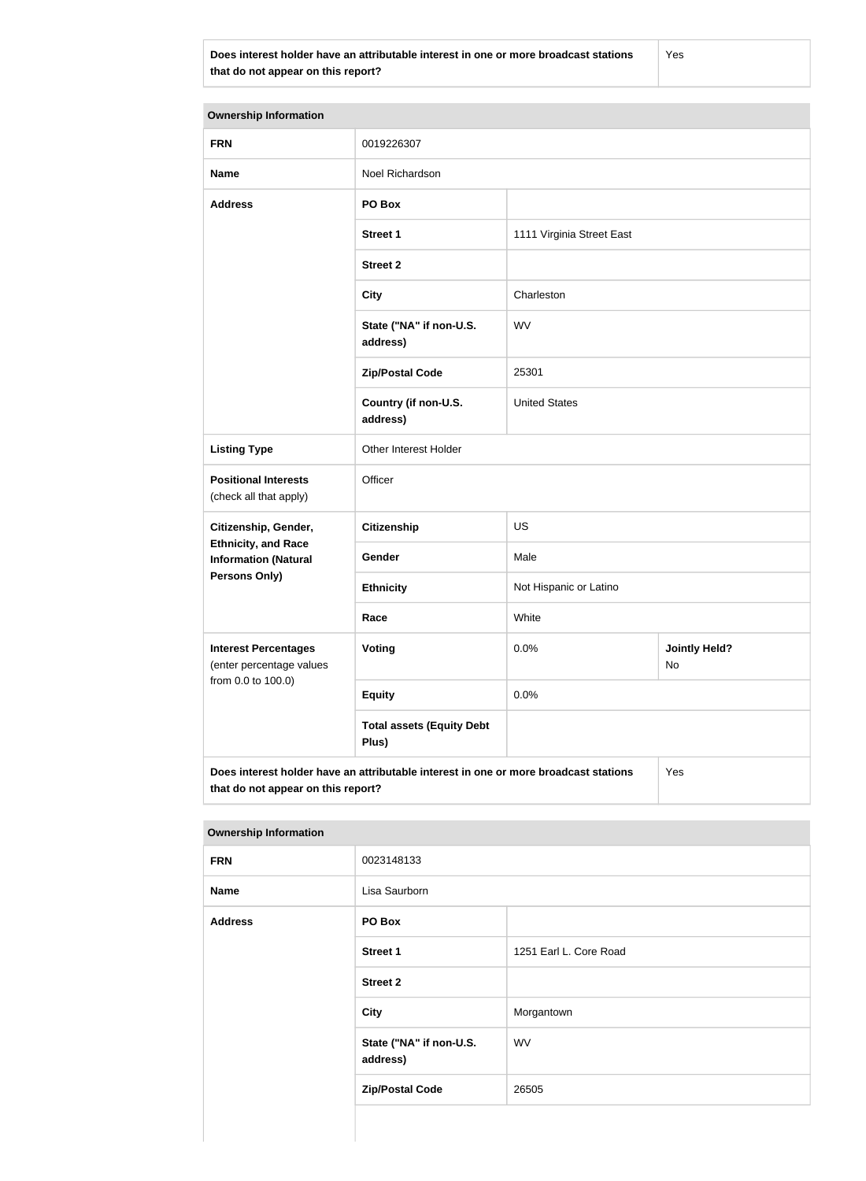| Does interest holder have an attributable interest in one or more broadcast stations that do not appear on this report? | Yes |
|---|---|

| Ownership Information | | | |
|---|---|---|---|
| **FRN** | 0019226307 | | |
| **Name** | Noel Richardson | | |
| **Address** | **PO Box** | | |
| | **Street 1** | 1111 Virginia Street East | |
| | **Street 2** | | |
| | **City** | Charleston | |
| | **State ("NA" if non-U.S. address)** | WV | |
| | **Zip/Postal Code** | 25301 | |
| | **Country (if non-U.S. address)** | United States | |
| **Listing Type** | Other Interest Holder | | |
| **Positional Interests** (check all that apply) | Officer | | |
| **Citizenship, Gender, Ethnicity, and Race Information (Natural Persons Only)** | **Citizenship** | US | |
| | **Gender** | Male | |
| | **Ethnicity** | Not Hispanic or Latino | |
| | **Race** | White | |
| **Interest Percentages** (enter percentage values from 0.0 to 100.0) | **Voting** | 0.0% | **Jointly Held?** No |
| | **Equity** | 0.0% | |
| | **Total assets (Equity Debt Plus)** | | |
| **Does interest holder have an attributable interest in one or more broadcast stations that do not appear on this report?** | | | Yes |

| Ownership Information | | |
|---|---|---|
| **FRN** | 0023148133 | |
| **Name** | Lisa Saurborn | |
| **Address** | **PO Box** | |
| | **Street 1** | 1251 Earl L. Core Road |
| | **Street 2** | |
| | **City** | Morgantown |
| | **State ("NA" if non-U.S. address)** | WV |
| | **Zip/Postal Code** | 26505 |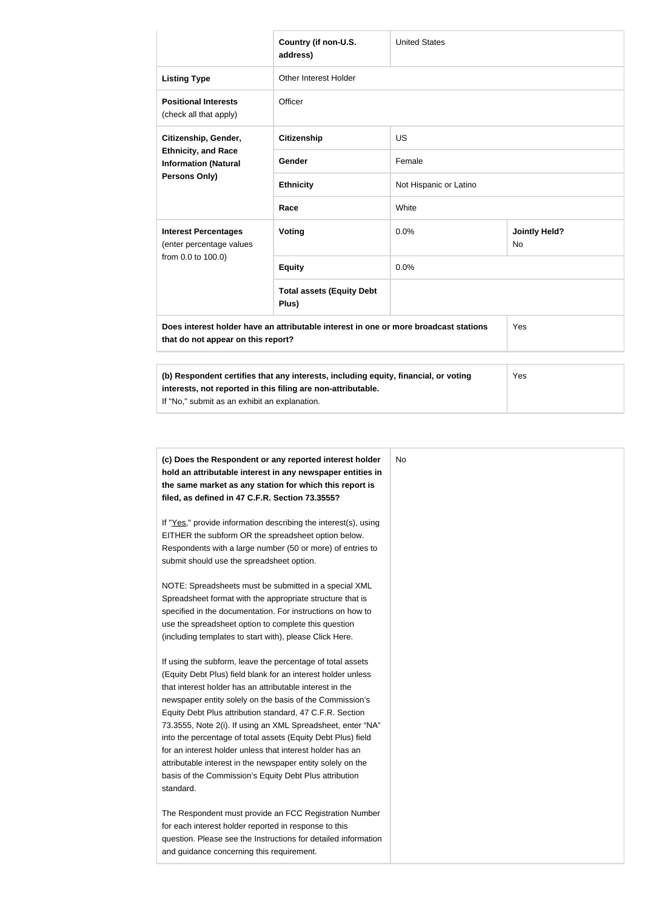| | | | |
|---|---|---|---|
| | **Country (if non-U.S. address)** | United States | |
| **Listing Type** | Other Interest Holder | | |
| **Positional Interests** (check all that apply) | Officer | | |
| **Citizenship, Gender, Ethnicity, and Race Information (Natural Persons Only)** | **Citizenship** | US | |
| | **Gender** | Female | |
| | **Ethnicity** | Not Hispanic or Latino | |
| | **Race** | White | |
| **Interest Percentages** (enter percentage values from 0.0 to 100.0) | **Voting** | 0.0% | **Jointly Held?** No |
| | **Equity** | 0.0% | |
| | **Total assets (Equity Debt Plus)** | | |
| **Does interest holder have an attributable interest in one or more broadcast stations that do not appear on this report?** | | | Yes |

| | |
|---|---|
| **(b) Respondent certifies that any interests, including equity, financial, or voting interests, not reported in this filing are non-attributable.** If "No," submit as an exhibit an explanation. | Yes |

| | |
|---|---|
| **(c) Does the Respondent or any reported interest holder hold an attributable interest in any newspaper entities in the same market as any station for which this report is filed, as defined in 47 C.F.R. Section 73.3555?**<br><br>If "Yes," provide information describing the interest(s), using EITHER the subform OR the spreadsheet option below. Respondents with a large number (50 or more) of entries to submit should use the spreadsheet option.<br><br>NOTE: Spreadsheets must be submitted in a special XML Spreadsheet format with the appropriate structure that is specified in the documentation. For instructions on how to use the spreadsheet option to complete this question (including templates to start with), please Click Here.<br><br>If using the subform, leave the percentage of total assets (Equity Debt Plus) field blank for an interest holder unless that interest holder has an attributable interest in the newspaper entity solely on the basis of the Commission's Equity Debt Plus attribution standard, 47 C.F.R. Section 73.3555, Note 2(i). If using an XML Spreadsheet, enter "NA" into the percentage of total assets (Equity Debt Plus) field for an interest holder unless that interest holder has an attributable interest in the newspaper entity solely on the basis of the Commission's Equity Debt Plus attribution standard.<br><br>The Respondent must provide an FCC Registration Number for each interest holder reported in response to this question. Please see the Instructions for detailed information and guidance concerning this requirement. | No |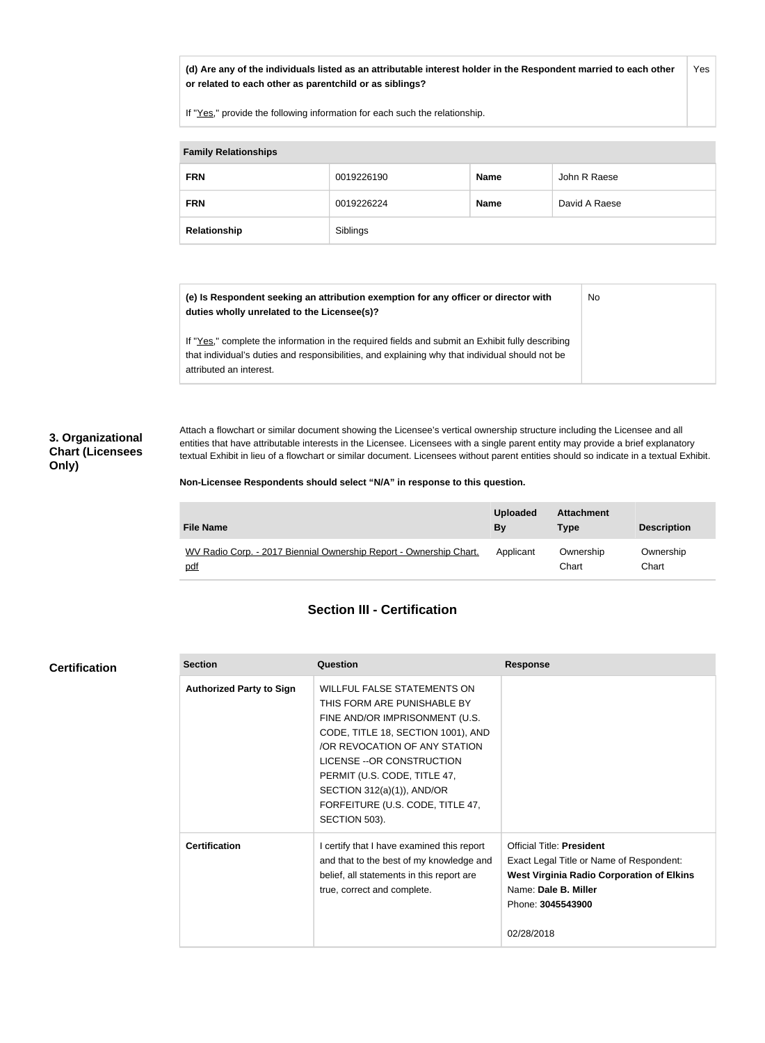| | |
|---|---|
| **(d) Are any of the individuals listed as an attributable interest holder in the Respondent married to each other or related to each other as parentchild or as siblings?**<br><br>If "Yes," provide the following information for each such the relationship. | Yes |

| **Family Relationships** | | | |
|---|---|---|---|
| **FRN** | 0019226190 | **Name** | John R Raese |
| **FRN** | 0019226224 | **Name** | David A Raese |
| **Relationship** | Siblings | | |

| | |
|---|---|
| **(e) Is Respondent seeking an attribution exemption for any officer or director with duties wholly unrelated to the Licensee(s)?**<br><br>If "Yes," complete the information in the required fields and submit an Exhibit fully describing that individual's duties and responsibilities, and explaining why that individual should not be attributed an interest. | No |

## 3. Organizational Chart (Licensees Only)

Attach a flowchart or similar document showing the Licensee's vertical ownership structure including the Licensee and all entities that have attributable interests in the Licensee. Licensees with a single parent entity may provide a brief explanatory textual Exhibit in lieu of a flowchart or similar document. Licensees without parent entities should so indicate in a textual Exhibit.

**Non-Licensee Respondents should select "N/A" in response to this question.**

| File Name | Uploaded By | Attachment Type | Description |
|---|---|---|---|
| WV Radio Corp. - 2017 Biennial Ownership Report - Ownership Chart.pdf | Applicant | Ownership Chart | Ownership Chart |

# Section III - Certification

## Certification

| Section | Question | Response |
|---|---|---|
| **Authorized Party to Sign** | WILLFUL FALSE STATEMENTS ON THIS FORM ARE PUNISHABLE BY FINE AND/OR IMPRISONMENT (U.S. CODE, TITLE 18, SECTION 1001), AND /OR REVOCATION OF ANY STATION LICENSE --OR CONSTRUCTION PERMIT (U.S. CODE, TITLE 47, SECTION 312(a)(1)), AND/OR FORFEITURE (U.S. CODE, TITLE 47, SECTION 503). | |
| **Certification** | I certify that I have examined this report and that to the best of my knowledge and belief, all statements in this report are true, correct and complete. | Official Title: **President**<br>Exact Legal Title or Name of Respondent: **West Virginia Radio Corporation of Elkins**<br>Name: **Dale B. Miller**<br>Phone: **3045543900**<br><br>02/28/2018 |